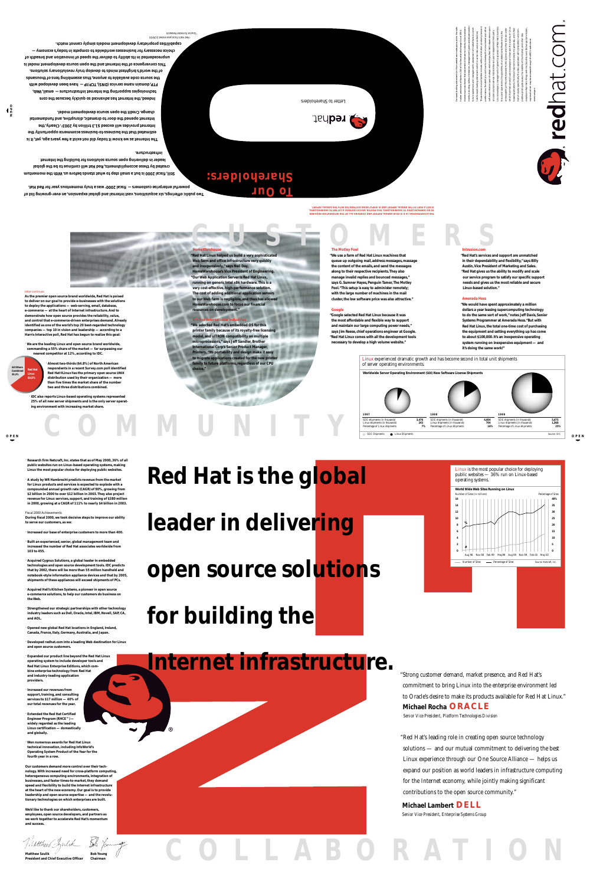# To Our Shareholders:

Two public offerings, six acquisitions, vast internal and global expansion, an ever-growing list of powerful enterprise customers — fiscal 2000* was a truly momentous year for Red Hat.

Still, fiscal 2000 is but a small step to what stands before us. With the momentum created by these accomplishments, Red Hat will continue to be the global leader in delivering open source solutions for building the Internet infrastructure.

The Internet as we know it today did not exist a few years ago, yet, it is estimated that the business-to-business ecommerce opportunity the Internet provides will exceed $1.3 trillion by 2003.[1] Clearly, the Internet opened the door to dramatic, disruptive, and fundamental change. Credit the open source development model.

Indeed, the Internet has advanced so quickly because the core technologies supporting the Internet infrastructure — email, Web, FTP, domain name service (DNS), TCP/IP — have been developed with the source code available to anyone, thus assembling tens of thousands of the world's brightest minds to develop truly revolutionary solutions.

This convergence of the Internet and the open source development model is unprecedented in its ability to deliver the speed of innovation and breadth of choice necessary for businesses worldwide to compete in today's economy — capabilities proprietary development models simply cannot match.

*Red Hat's fiscal year ended 2/29/00
[1] Source: Forrester Research

redhat. Letter to Shareholders

THE ACCOMPANYING 10-K IS OUR ANNUAL REPORT AND CONTAINS ALL OF THE INFORMATION REQUIRED TO BE CONTAINED IN AN ANNUAL REPORT TO SHAREHOLDERS. THIS POSTER DOCUMENT CONTAINS A LETTER TO SHAREHOLDERS IS NOT A PART OF THE ANNUAL REPORT AND IS SIMPLY BEING DISTRIBUTED WITH THE ANNUAL REPORT.

# CUSTOMERS

**HomeWarehouse**
"Red Hat Linux helped us build a very sophisticated Web farm and office infrastructure very quickly and inexpensively," says Neil Day, HomeWarehouse's Vice President of Engineering. "Our Web Application Server is Red Hat Linux, running on generic Intel x86 hardware. This is a very cost-effective, high-performance solution. The cost of adding additional application servers to our Web farm is negligible, and thus has allowed HomeWarehouse.com to focus our financial resources on development."

**Brother International Industries**
"We selected Red Hat's embedded OS for this printer family because of its royalty-free licensing model, and µITRON compatibility on multiple microprocessors," says Jeff Sandler, Brother International Corp's Senior Product Manager, Printers. "Its portability and design make it easy to migrate applications created for the new printer family to future platforms, regardless of our CPU choice."

**The Motley Fool**
"We use a farm of Red Hat Linux machines that queue up outgoing mail, address messages, manage the content of the emails, and send the messages along to their respective recipients. They also manage invalid replies and bounced messages," says G. Sumner Hayes, Penguin Tamer, The Motley Fool. "This setup is easy to administer remotely; with the large number of machines in the mail cluster, the low software price was also attractive."

**Google**
"Google selected Red Hat Linux because it was the most affordable and flexible way to support and maintain our large computing power needs," says Jim Reese, chief operations engineer at Google. "Red Hat Linux comes with all the development tools necessary to develop a high volume website."

**Intrusion.com**
"Red Hat's services and support are unmatched in their dependability and flexibility," says Billy Austin, Vice President of Marketing and Sales. "Red Hat gives us the ability to modify and scale our service program to satisfy our specific support needs and gives us the most reliable and secure Linux-based solution."

**Amerada Hess**
"We would have spent approximately a million dollars a year leasing supercomputing technology to do the same sort of work," notes Jeff Davis, Senior Systems Programmer at Amerada Hess. "But with Red Hat Linux, the total one-time cost of purchasing the equipment and setting everything up has come to about $100,000. It's an inexpensive operating system running on inexpensive equipment — and it's doing the same work!"

letter continues

As the premier open source brand worldwide, Red Hat is poised to deliver on our goal to provide e-businesses with the solutions to deploy the applications — web-serving, email, database, e-commerce — at the heart of Internet infrastructure. And to demonstrate how open source provides the reliability, scale, and control that e-commerce-driven enterprises demand. Already identified as one of the world's top 20 best-regarded technology companies — top 10 in vision and leadership — according to a Harris Interactive poll, Red Hat has begun to realize this goal:

- We are the leading Linux and open source brand worldwide, commanding a 55% share of the market — far surpassing our nearest competitor at 12%, according to IDC.
- Almost two-thirds (64.8%) of North American respondents in a recent Survey.com poll identified Red Hat Linux as the primary open source UNIX distribution used by their organization — more than five times the market share of the number two and three distributions combined.
- IDC also reports Linux-based operating systems represented 25% of all new server shipments and is the only server operating environment with increasing market share.

(Chart: Red Hat Linux 64.8%; All Others Combined 35.2%)

**Linux** experienced dramatic growth and has become second in total unit shipments of server operating environments.

Worldwide Server Operating Environment (SOE) New Software License Shipments

| | 1997 | 1998 | 1999 |
|---|---|---|---|
| SOE shipments (in thousands) | 3,476 | 4,404 | 5,475 |
| Linux shipments (in thousands) | 242 | 704 | 1,368 |
| Percentage of Linux shipments | 7% | 16% | 25% |

SOE Shipments ● Linux Shipments — Source: IDC

# COMMUNITY

- Research firm Netcraft, Inc. states that as of May 2000, 36% of all public websites run on Linux-based operating systems, making Linux the most popular choice for deploying public websites.
- A study by WR Hambrecht predicts revenue from the market for Linux products and services is expected to explode with a compounded annual growth rate (CAGR) of 90%, growing from $2 billion in 2000 to over $12 billion in 2003. They also project revenue for Linux services, support, and training of $380 million in 2000, growing at a CAGR of 111% to nearly $4 billion in 2003.

Fiscal 2000 Achievements

During fiscal 2000, we took decisive steps to improve our ability to serve our customers, as we:

- Increased our base of enterprise customers to more than 400.
- Built an experienced, senior, global management team and increased the number of Red Hat associates worldwide from 103 to 455.
- Acquired Cygnus Solutions, a global leader in embedded technologies and open source development tools. IDC predicts that by 2002, there will be more than 55 million handheld and notebook-style information appliance devices and that by 2005, shipments of these appliances will exceed shipments of PCs.
- Acquired Hell's Kitchen Systems, a pioneer in open source e-commerce solutions, to help our customers do business on the Web.
- Strengthened our strategic partnerships with other technology industry leaders such as Dell, Oracle, Intel, IBM, Novell, SAP, CA, and AOL.
- Opened new global Red Hat locations in England, Ireland, Canada, France, Italy, Germany, Australia, and Japan.
- Developed redhat.com into a leading Web destination for Linux and open source customers.
- Expanded our product line beyond the Red Hat Linux operating system to include developer tools and Red Hat Linux Enterprise Editions, which combine enterprise technology from Red Hat and industry-leading application providers.
- Increased our revenues from support, training, and consulting services to $17 million — 40% of our total revenues for the year.
- Extended the Red Hat Certified Engineer Program (RHCE™) — widely regarded as the leading Linux certification — domestically and globally.
- Won numerous awards for Red Hat Linux technical innovation, including InfoWorld's Operating System Product of the Year for the fourth year in a row.

Our customers demand more control over their technology. With increased need for cross-platform computing, heterogeneous computing environments, integration of businesses, and faster times-to-market, they demand speed and flexibility to build the Internet infrastructure at the heart of the new economy. Our goal is to provide leadership and open source expertise — and the revolutionary technologies on which enterprises are built.

We'd like to thank our shareholders, customers, employees, open source developers, and partners as we work together to accelerate Red Hat's momentum and success.

Matthew Szulik
President and Chief Executive Officer

Bob Young
Chairman

# Red Hat is the global leader in delivering open source solutions for building the Internet infrastructure.

**Linux** is the most popular choice for deploying public websites — 36% run on Linux-based operating systems.

World Wide Web Sites Running on Linux — Number of Sites (in millions) / Percentage of Sites, Aug 98 – May 00. Source: Netcraft, Inc.

"Strong customer demand, market presence, and Red Hat's commitment to bring Linux into the enterprise environment led to Oracle's desire to make its products available for Red Hat Linux."

**Michael Rocha** ORACLE
Senior Vice President, Platform Technologies Division

"Red Hat's leading role in creating open source technology solutions — and our mutual commitment to delivering the best Linux experience through our OneSource Alliance — helps us expand our position as world leaders in infrastructure computing for the Internet economy, while jointly making significant contributions to the open source community."

**Michael Lambert** DELL
Senior Vice President, Enterprise Systems Group

# COLLABORATION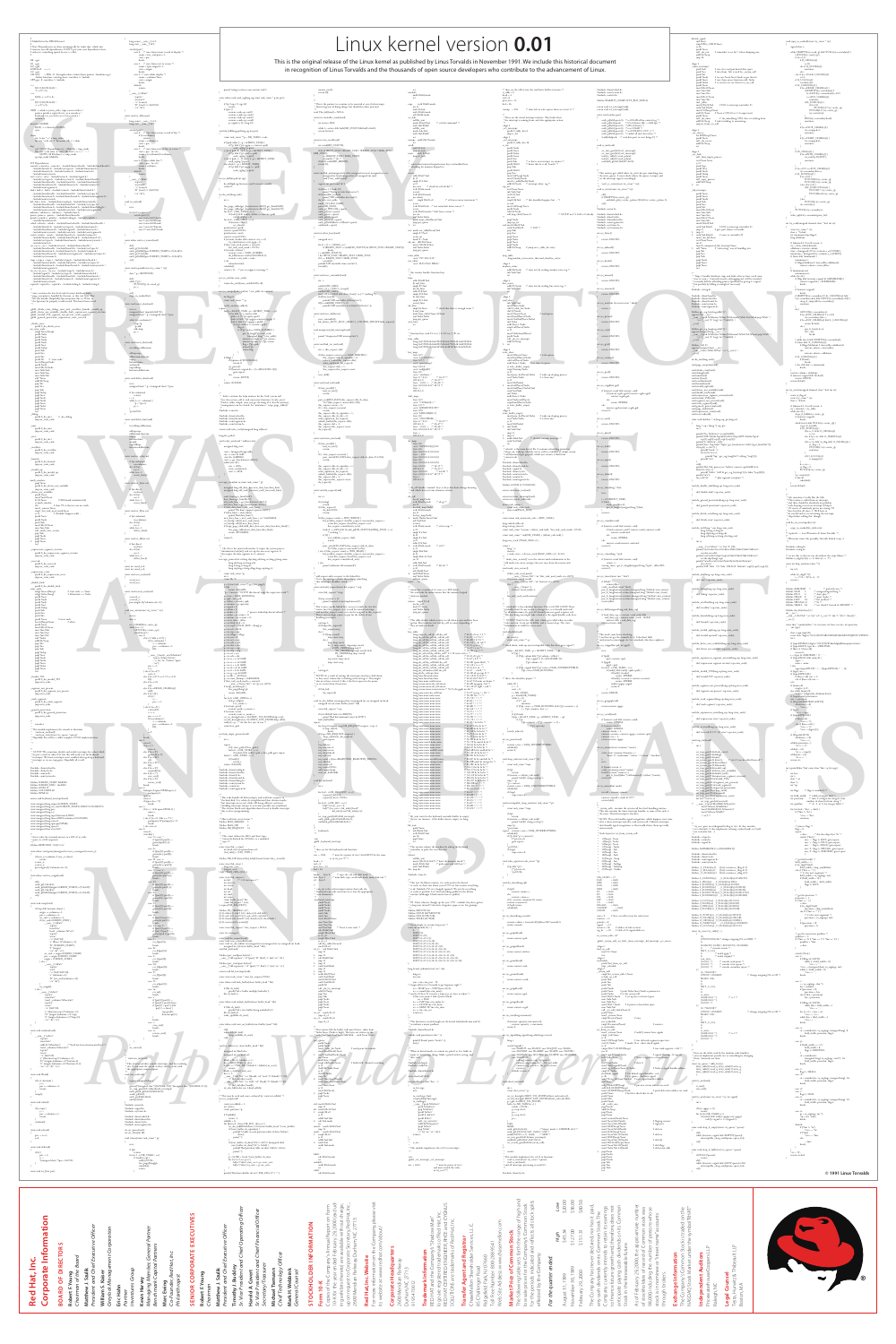# Linux kernel version 0.01

This is the original release of the Linux kernel as published by Linus Torvalds in November 1991. We include this historical document in recognition of Linus Torvalds and the thousands of open source developers who contribute to the advancement of Linux.

"EVERY REVOLUTION WAS FIRST A THOUGHT IN ONE MAN'S MIND."

*Ralph Waldo Emerson*

© 1991 Linus Torvalds

## Red Hat, Inc. Corporate Information

### BOARD OF DIRECTORS

**Robert F. Young**
*Chairman of the Board*

**Matthew J. Szulik**
*President and Chief Executive Officer*

**William S. Kaiser**
*Greylock Management Corporation*

**Eric Hahn**
*Private Investor*
*Inventures Group*

**Kevin Harvey**
*Managing Member and General Partner*
*Benchmark Capital Partners*

**Marc Ewing**
*Co-Founder, Red Hat, Inc.*
*Philanthropist*

### SENIOR CORPORATE EXECUTIVES

**Robert F. Young**
*Chairman*

**Matthew J. Szulik**
*President and Chief Executive Officer*

**Timothy J. Buckley**
*Sr. Vice President and Chief Operating Officer*

**Harold Covert**
*Sr. Vice President and Chief Financial Officer*
*Secretary/Treasurer*

**Michael Tiemann**
*Chief Technology Officer*

**Mark Webbink**
*General Counsel*

### STOCKHOLDER INFORMATION

**Form 10-K**
Copies of the Company's Annual Report on Form 10-K, as filed with the Securities and Exchange Commission, are available without charge upon written request to Investor Relations, Red Hat, Inc., 2600 Meridian Parkway, Durham, NC 27713.

**Red Hat, Inc. Website**
For more information about the Company please visit its website at www.redhat.com/about/

**Corporate Headquarters**
2600 Meridian Parkway
Durham, NC 27713
919-547-0012

**Trademark Information**
RED HAT and the Company's "Shadowman" logo are registered trademarks of Red Hat, Inc. RED HAT CERTIFIED ENGINEER, RHCE and CYGNUS are trademarks of Red Hat, Inc.

**Transfer Agent and Registrar**
ChaseMellon Shareholder Services L.L.C.
85 Challenger Road
Ridgefield Park, NJ 07660
Shareholder Number: 800-288-9541
www.chasemellon.com

**Market Price of Common Stock**
The following table sets forth the range of high and low sale prices for the Company's Common Stock for the periods indicated and reflects all stock splits effected by the Company:

| For the quarter ended | High | Low |
|---|---|---|
| August 31, 1999 | $68.00 | $35.00 |
| November 30, 1999 | $127.38 | $34.00 |
| February 29, 2000 | $151.31 | $40.50 |

The Company has never declared or paid any cash dividends on its capital stock. The Company currently intends to retain its earnings to finance future growth and therefore does not anticipate paying any cash dividends in the foreseeable future.

As of February 29, 2000 the approximate number of stockholders of record of Common stock was held, excluding the number of persons who held their stock in "nominee" or "street name" accounts.

**Exchange Information**
The Company's Common Stock is traded on the NASDAQ National Market under the symbol "RHAT".

**Independent Auditors**
PricewaterhouseCoopers LLP
Raleigh, NC

**Legal Counsel**
Testa, Hurwitz & Thibeault, LLP
Boston, MA